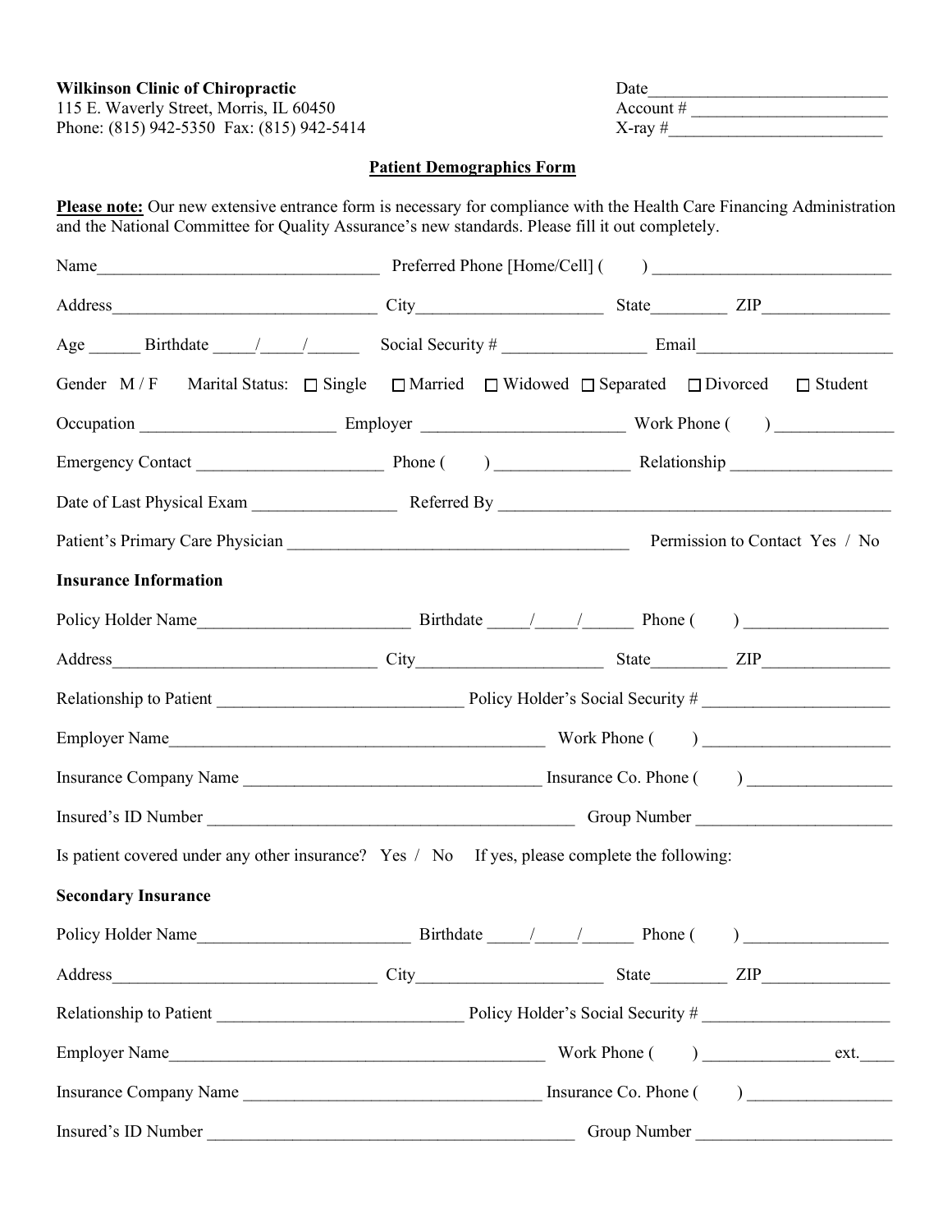**Wilkinson Clinic of Chiropractic**
115 E. Waverly Street, Morris, IL 60450
Phone: (815) 942-5350 Fax: (815) 942-5414

Date___________________________
Account # _______________________
X-ray #_________________________

## Patient Demographics Form

**Please note:** Our new extensive entrance form is necessary for compliance with the Health Care Financing Administration and the National Committee for Quality Assurance's new standards. Please fill it out completely.

Name_________________________________ Preferred Phone [Home/Cell] (      ) ___________________________

Address_______________________________ City_____________________ State________ ZIP_______________

Age ______ Birthdate _____/_____/______ Social Security # ________________ Email_______________________

Gender M / F Marital Status: ☐ Single ☐ Married ☐ Widowed ☐ Separated ☐ Divorced ☐ Student

Occupation ______________________ Employer _______________________ Work Phone (      ) ______________

Emergency Contact _____________________ Phone (      ) _______________ Relationship ___________________

Date of Last Physical Exam _________________ Referred By _____________________________________________

Patient's Primary Care Physician _______________________________________ Permission to Contact Yes / No

**Insurance Information**

Policy Holder Name________________________ Birthdate _____/_____/______ Phone (      ) _________________

Address_______________________________ City_____________________ State________ ZIP_______________

Relationship to Patient ___________________________ Policy Holder's Social Security # ______________________

Employer Name____________________________________________ Work Phone (      ) _____________________

Insurance Company Name __________________________________ Insurance Co. Phone (      ) _________________

Insured's ID Number __________________________________________ Group Number ______________________

Is patient covered under any other insurance? Yes / No If yes, please complete the following:

**Secondary Insurance**

Policy Holder Name________________________ Birthdate _____/_____/______ Phone (      ) _________________

Address_______________________________ City_____________________ State________ ZIP_______________

Relationship to Patient ___________________________ Policy Holder's Social Security # ______________________

Employer Name____________________________________________ Work Phone (      ) _______________ ext.____

Insurance Company Name __________________________________ Insurance Co. Phone (      ) _________________

Insured's ID Number __________________________________________ Group Number ______________________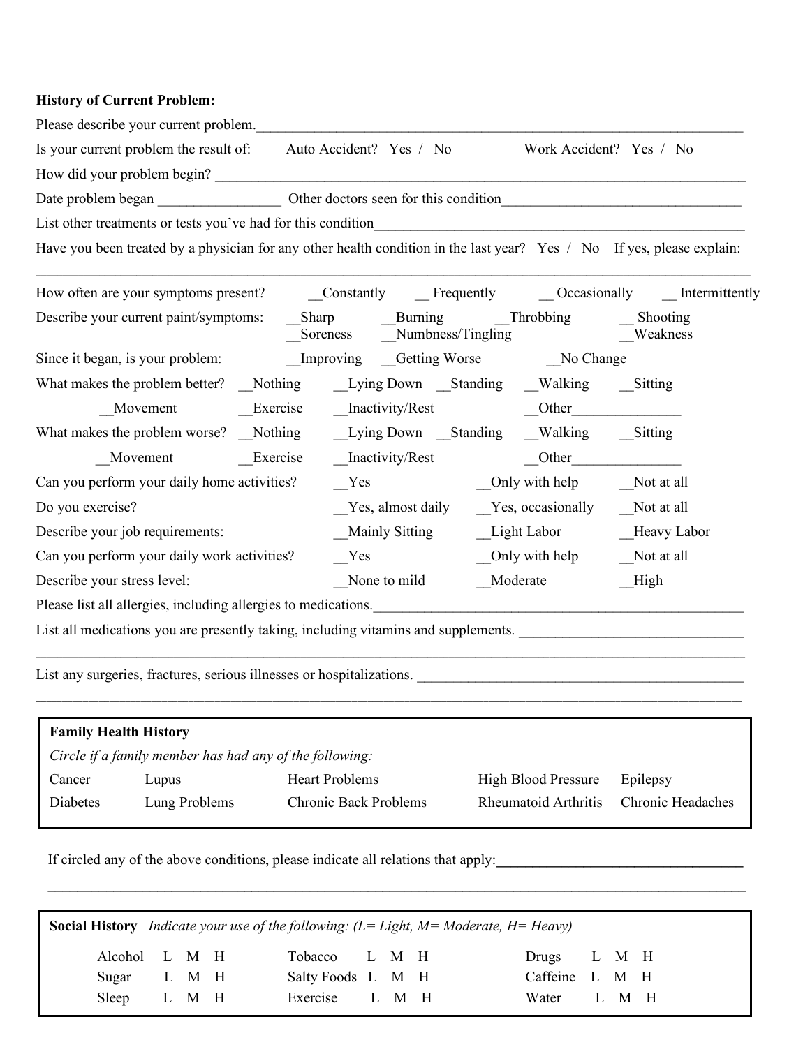**History of Current Problem:**

Please describe your current problem.______________________________________________________________________

Is your current problem the result of: Auto Accident? Yes / No Work Accident? Yes / No

How did your problem begin? ______________________________________________________________________

Date problem began _________________ Other doctors seen for this condition_________________________________

List other treatments or tests you've had for this condition_____________________________________________________

Have you been treated by a physician for any other health condition in the last year? Yes / No If yes, please explain:

______________________________________________________________________________________________

How often are your symptoms present? __Constantly __ Frequently __ Occasionally __ Intermittently

Describe your current paint/symptoms: __Sharp __Burning __Throbbing __ Shooting __Soreness __Numbness/Tingling __Weakness

Since it began, is your problem: __Improving __Getting Worse __No Change

What makes the problem better? __Nothing __Lying Down __Standing __Walking __Sitting __Movement __Exercise __Inactivity/Rest __Other_______________

What makes the problem worse? __Nothing __Lying Down __Standing __Walking __Sitting __Movement __Exercise __Inactivity/Rest __Other_______________

Can you perform your daily <u>home</u> activities? __Yes __Only with help __Not at all

Do you exercise? __Yes, almost daily __Yes, occasionally __Not at all

Describe your job requirements: __Mainly Sitting __Light Labor __Heavy Labor

Can you perform your daily <u>work</u> activities? __Yes __Only with help __Not at all

Describe your stress level: __None to mild __Moderate __High

Please list all allergies, including allergies to medications.____________________________________________________

List all medications you are presently taking, including vitamins and supplements. ______________________________

______________________________________________________________________________________________

List any surgeries, fractures, serious illnesses or hospitalizations. ______________________________________________

______________________________________________________________________________________________

**Family Health History**

*Circle if a family member has had any of the following:*

| | | | | |
|---|---|---|---|---|
| Cancer | Lupus | Heart Problems | High Blood Pressure | Epilepsy |
| Diabetes | Lung Problems | Chronic Back Problems | Rheumatoid Arthritis | Chronic Headaches |

If circled any of the above conditions, please indicate all relations that apply:**__________________________________**

**______________________________________________________________________________________________**

**Social History** *Indicate your use of the following: (L= Light, M= Moderate, H= Heavy)*

| | | | | | |
|---|---|---|---|---|---|
| Alcohol | L M H | Tobacco | L M H | Drugs | L M H |
| Sugar | L M H | Salty Foods | L M H | Caffeine | L M H |
| Sleep | L M H | Exercise | L M H | Water | L M H |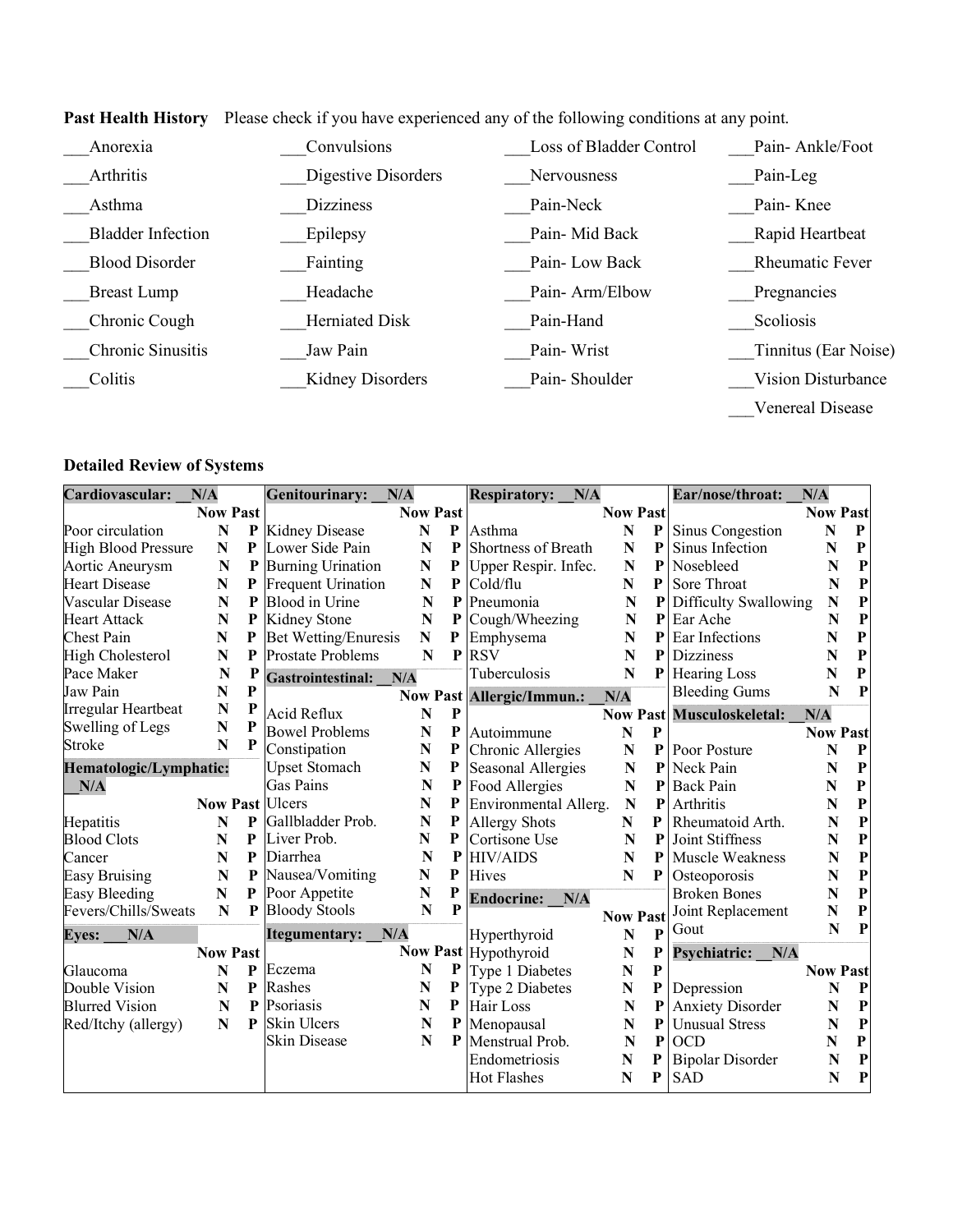**Past Health History** Please check if you have experienced any of the following conditions at any point.

| | | | |
|---|---|---|---|
| ___Anorexia | ___Convulsions | ___Loss of Bladder Control | ___Pain- Ankle/Foot |
| ___Arthritis | ___Digestive Disorders | ___Nervousness | ___Pain-Leg |
| ___Asthma | ___Dizziness | ___Pain-Neck | ___Pain- Knee |
| ___Bladder Infection | ___Epilepsy | ___Pain- Mid Back | ___Rapid Heartbeat |
| ___Blood Disorder | ___Fainting | ___Pain- Low Back | ___Rheumatic Fever |
| ___Breast Lump | ___Headache | ___Pain- Arm/Elbow | ___Pregnancies |
| ___Chronic Cough | ___Herniated Disk | ___Pain-Hand | ___Scoliosis |
| ___Chronic Sinusitis | ___Jaw Pain | ___Pain- Wrist | ___Tinnitus (Ear Noise) |
| ___Colitis | ___Kidney Disorders | ___Pain- Shoulder | ___Vision Disturbance |
| | | | ___Venereal Disease |

**Detailed Review of Systems**

| Cardiovascular: __N/A | | | Genitourinary: __N/A | | | Respiratory: __N/A | | | Ear/nose/throat: __N/A | | |
|---|---|---|---|---|---|---|---|---|---|---|---|
| | **Now** | **Past** | | **Now** | **Past** | | **Now** | **Past** | | **Now** | **Past** |
| Poor circulation | N | P | Kidney Disease | N | P | Asthma | N | P | Sinus Congestion | N | P |
| High Blood Pressure | N | P | Lower Side Pain | N | P | Shortness of Breath | N | P | Sinus Infection | N | P |
| Aortic Aneurysm | N | P | Burning Urination | N | P | Upper Respir. Infec. | N | P | Nosebleed | N | P |
| Heart Disease | N | P | Frequent Urination | N | P | Cold/flu | N | P | Sore Throat | N | P |
| Vascular Disease | N | P | Blood in Urine | N | P | Pneumonia | N | P | Difficulty Swallowing | N | P |
| Heart Attack | N | P | Kidney Stone | N | P | Cough/Wheezing | N | P | Ear Ache | N | P |
| Chest Pain | N | P | Bet Wetting/Enuresis | N | P | Emphysema | N | P | Ear Infections | N | P |
| High Cholesterol | N | P | Prostate Problems | N | P | RSV | N | P | Dizziness | N | P |
| Pace Maker | N | P | **Gastrointestinal: __N/A** | | | Tuberculosis | N | P | Hearing Loss | N | P |
| Jaw Pain | N | P | | **Now** | **Past** | **Allergic/Immun.: __N/A** | | | Bleeding Gums | N | P |
| Irregular Heartbeat | N | P | Acid Reflux | N | P | | **Now** | **Past** | **Musculoskeletal: __N/A** | | |
| Swelling of Legs | N | P | Bowel Problems | N | P | Autoimmune | N | P | | **Now** | **Past** |
| Stroke | N | P | Constipation | N | P | Chronic Allergies | N | P | Poor Posture | N | P |
| **Hematologic/Lymphatic: __N/A** | | | Upset Stomach | N | P | Seasonal Allergies | N | P | Neck Pain | N | P |
| | | | Gas Pains | N | P | Food Allergies | N | P | Back Pain | N | P |
| | **Now** | **Past** | Ulcers | N | P | Environmental Allerg. | N | P | Arthritis | N | P |
| Hepatitis | N | P | Gallbladder Prob. | N | P | Allergy Shots | N | P | Rheumatoid Arth. | N | P |
| Blood Clots | N | P | Liver Prob. | N | P | Cortisone Use | N | P | Joint Stiffness | N | P |
| Cancer | N | P | Diarrhea | N | P | HIV/AIDS | N | P | Muscle Weakness | N | P |
| Easy Bruising | N | P | Nausea/Vomiting | N | P | Hives | N | P | Osteoporosis | N | P |
| Easy Bleeding | N | P | Poor Appetite | N | P | **Endocrine: __N/A** | | | Broken Bones | N | P |
| Fevers/Chills/Sweats | N | P | Bloody Stools | N | P | | **Now** | **Past** | Joint Replacement | N | P |
| **Eyes: ___N/A** | | | **Itegumentary: __N/A** | | | Hyperthyroid | N | P | Gout | N | P |
| | **Now** | **Past** | | **Now** | **Past** | Hypothyroid | N | P | **Psychiatric: __N/A** | | |
| Glaucoma | N | P | Eczema | N | P | Type 1 Diabetes | N | P | | **Now** | **Past** |
| Double Vision | N | P | Rashes | N | P | Type 2 Diabetes | N | P | Depression | N | P |
| Blurred Vision | N | P | Psoriasis | N | P | Hair Loss | N | P | Anxiety Disorder | N | P |
| Red/Itchy (allergy) | N | P | Skin Ulcers | N | P | Menopausal | N | P | Unusual Stress | N | P |
| | | | Skin Disease | N | P | Menstrual Prob. | N | P | OCD | N | P |
| | | | | | | Endometriosis | N | P | Bipolar Disorder | N | P |
| | | | | | | Hot Flashes | N | P | SAD | N | P |